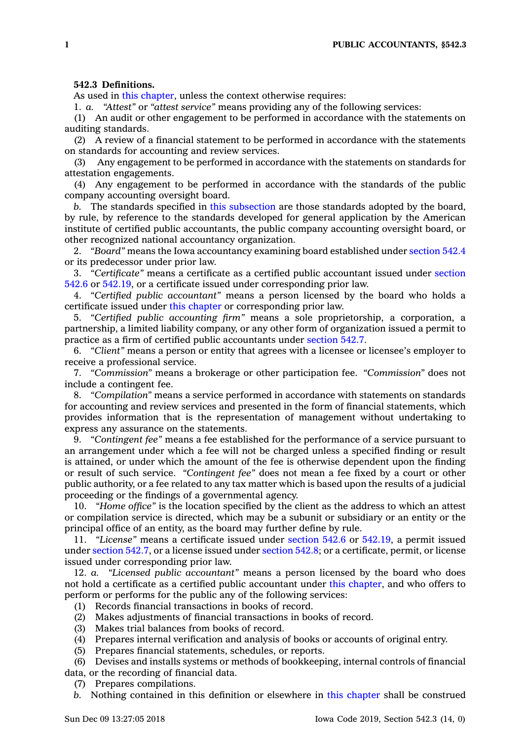**542.3 Definitions.**

As used in this chapter, unless the context otherwise requires:

1. *a.* *"Attest"* or *"attest service"* means providing any of the following services:

(1) An audit or other engagement to be performed in accordance with the statements on auditing standards.

(2) A review of a financial statement to be performed in accordance with the statements on standards for accounting and review services.

(3) Any engagement to be performed in accordance with the statements on standards for attestation engagements.

(4) Any engagement to be performed in accordance with the standards of the public company accounting oversight board.

*b.* The standards specified in this subsection are those standards adopted by the board, by rule, by reference to the standards developed for general application by the American institute of certified public accountants, the public company accounting oversight board, or other recognized national accountancy organization.

2. *"Board"* means the Iowa accountancy examining board established under section 542.4 or its predecessor under prior law.

3. *"Certificate"* means a certificate as a certified public accountant issued under section 542.6 or 542.19, or a certificate issued under corresponding prior law.

4. *"Certified public accountant"* means a person licensed by the board who holds a certificate issued under this chapter or corresponding prior law.

5. *"Certified public accounting firm"* means a sole proprietorship, a corporation, a partnership, a limited liability company, or any other form of organization issued a permit to practice as a firm of certified public accountants under section 542.7.

6. *"Client"* means a person or entity that agrees with a licensee or licensee's employer to receive a professional service.

7. *"Commission"* means a brokerage or other participation fee. *"Commission"* does not include a contingent fee.

8. *"Compilation"* means a service performed in accordance with statements on standards for accounting and review services and presented in the form of financial statements, which provides information that is the representation of management without undertaking to express any assurance on the statements.

9. *"Contingent fee"* means a fee established for the performance of a service pursuant to an arrangement under which a fee will not be charged unless a specified finding or result is attained, or under which the amount of the fee is otherwise dependent upon the finding or result of such service. *"Contingent fee"* does not mean a fee fixed by a court or other public authority, or a fee related to any tax matter which is based upon the results of a judicial proceeding or the findings of a governmental agency.

10. *"Home office"* is the location specified by the client as the address to which an attest or compilation service is directed, which may be a subunit or subsidiary or an entity or the principal office of an entity, as the board may further define by rule.

11. *"License"* means a certificate issued under section 542.6 or 542.19, a permit issued under section 542.7, or a license issued under section 542.8; or a certificate, permit, or license issued under corresponding prior law.

12. *a.* *"Licensed public accountant"* means a person licensed by the board who does not hold a certificate as a certified public accountant under this chapter, and who offers to perform or performs for the public any of the following services:

(1) Records financial transactions in books of record.

(2) Makes adjustments of financial transactions in books of record.

(3) Makes trial balances from books of record.

(4) Prepares internal verification and analysis of books or accounts of original entry.

(5) Prepares financial statements, schedules, or reports.

(6) Devises and installs systems or methods of bookkeeping, internal controls of financial data, or the recording of financial data.

(7) Prepares compilations.

*b.* Nothing contained in this definition or elsewhere in this chapter shall be construed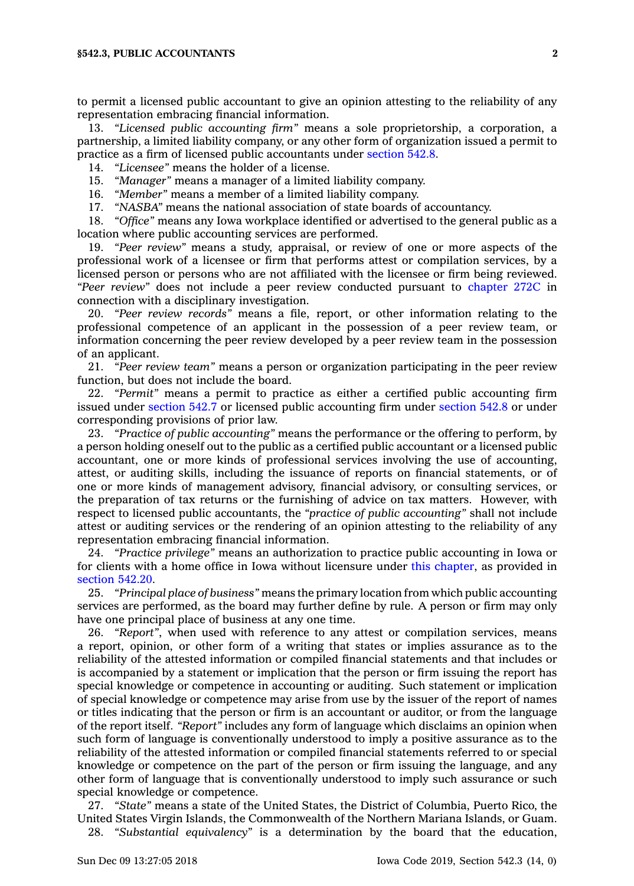to permit a licensed public accountant to give an opinion attesting to the reliability of any representation embracing financial information.

13. *"Licensed public accounting firm"* means a sole proprietorship, a corporation, a partnership, a limited liability company, or any other form of organization issued a permit to practice as a firm of licensed public accountants under section 542.8.

14. *"Licensee"* means the holder of a license.

15. *"Manager"* means a manager of a limited liability company.

16. *"Member"* means a member of a limited liability company.

17. *"NASBA"* means the national association of state boards of accountancy.

18. *"Office"* means any Iowa workplace identified or advertised to the general public as a location where public accounting services are performed.

19. *"Peer review"* means a study, appraisal, or review of one or more aspects of the professional work of a licensee or firm that performs attest or compilation services, by a licensed person or persons who are not affiliated with the licensee or firm being reviewed. *"Peer review"* does not include a peer review conducted pursuant to chapter 272C in connection with a disciplinary investigation.

20. *"Peer review records"* means a file, report, or other information relating to the professional competence of an applicant in the possession of a peer review team, or information concerning the peer review developed by a peer review team in the possession of an applicant.

21. *"Peer review team"* means a person or organization participating in the peer review function, but does not include the board.

22. *"Permit"* means a permit to practice as either a certified public accounting firm issued under section 542.7 or licensed public accounting firm under section 542.8 or under corresponding provisions of prior law.

23. *"Practice of public accounting"* means the performance or the offering to perform, by a person holding oneself out to the public as a certified public accountant or a licensed public accountant, one or more kinds of professional services involving the use of accounting, attest, or auditing skills, including the issuance of reports on financial statements, or of one or more kinds of management advisory, financial advisory, or consulting services, or the preparation of tax returns or the furnishing of advice on tax matters. However, with respect to licensed public accountants, the *"practice of public accounting"* shall not include attest or auditing services or the rendering of an opinion attesting to the reliability of any representation embracing financial information.

24. *"Practice privilege"* means an authorization to practice public accounting in Iowa or for clients with a home office in Iowa without licensure under this chapter, as provided in section 542.20.

25. *"Principal place of business"* means the primary location from which public accounting services are performed, as the board may further define by rule. A person or firm may only have one principal place of business at any one time.

26. *"Report"*, when used with reference to any attest or compilation services, means a report, opinion, or other form of a writing that states or implies assurance as to the reliability of the attested information or compiled financial statements and that includes or is accompanied by a statement or implication that the person or firm issuing the report has special knowledge or competence in accounting or auditing. Such statement or implication of special knowledge or competence may arise from use by the issuer of the report of names or titles indicating that the person or firm is an accountant or auditor, or from the language of the report itself. *"Report"* includes any form of language which disclaims an opinion when such form of language is conventionally understood to imply a positive assurance as to the reliability of the attested information or compiled financial statements referred to or special knowledge or competence on the part of the person or firm issuing the language, and any other form of language that is conventionally understood to imply such assurance or such special knowledge or competence.

27. *"State"* means a state of the United States, the District of Columbia, Puerto Rico, the United States Virgin Islands, the Commonwealth of the Northern Mariana Islands, or Guam.

28. *"Substantial equivalency"* is a determination by the board that the education,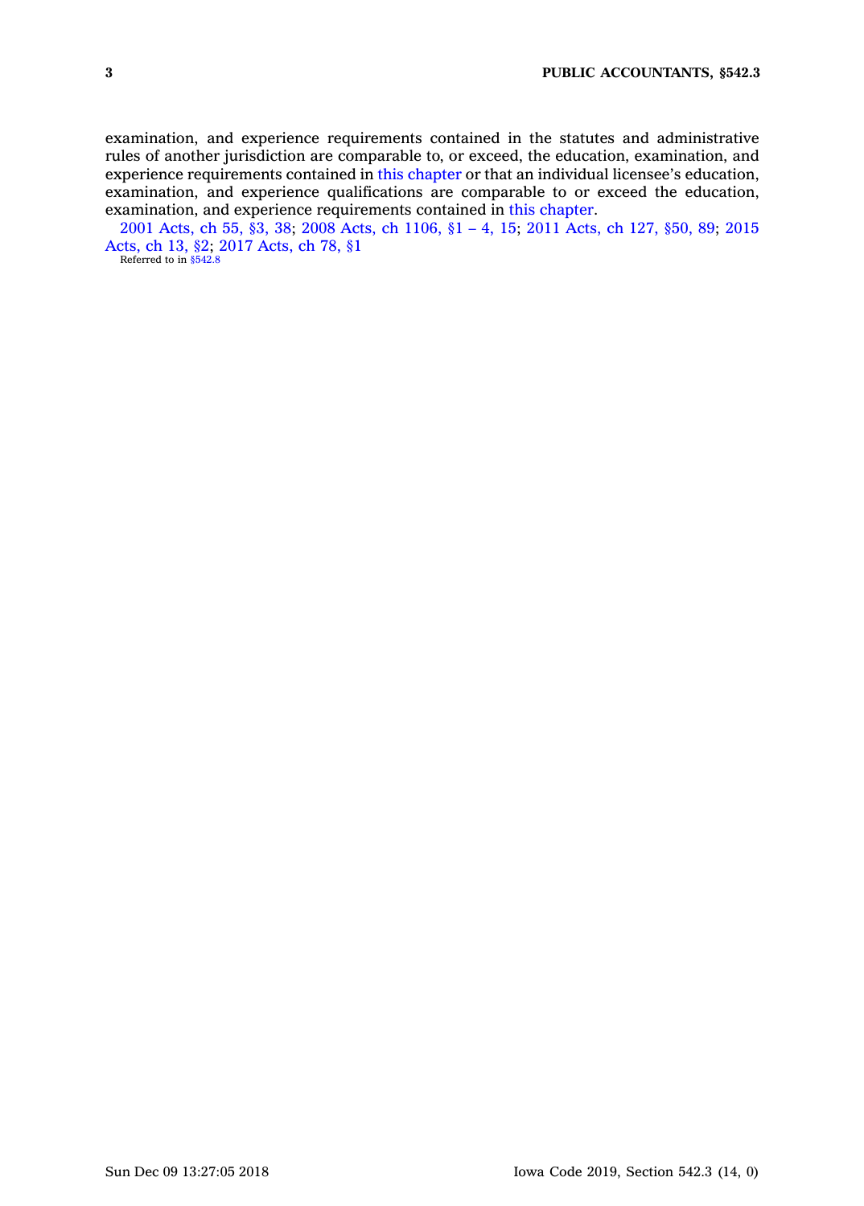examination, and experience requirements contained in the statutes and administrative rules of another jurisdiction are comparable to, or exceed, the education, examination, and experience requirements contained in this chapter or that an individual licensee's education, examination, and experience qualifications are comparable to or exceed the education, examination, and experience requirements contained in this chapter.

2001 Acts, ch 55, §3, 38; 2008 Acts, ch 1106, §1 – 4, 15; 2011 Acts, ch 127, §50, 89; 2015 Acts, ch 13, §2; 2017 Acts, ch 78, §1

Referred to in §542.8